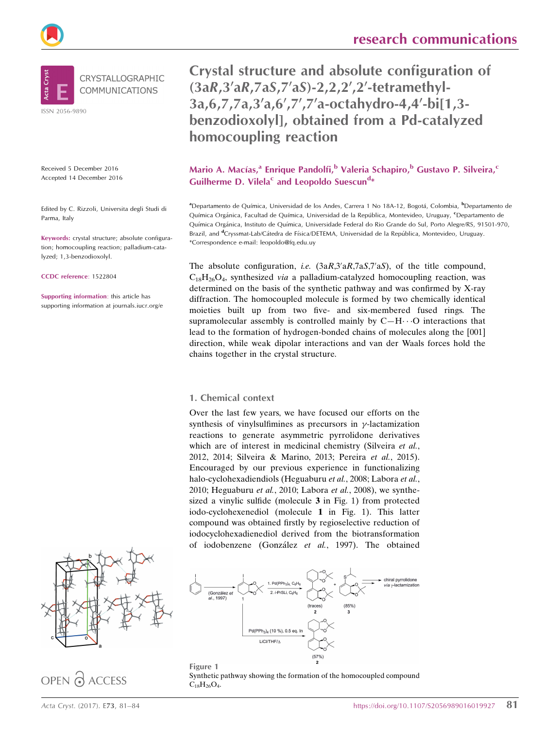research communications

CRYSTALLOGRAPHIC COMMUNICATIONS

ISSN 2056-9890

Received 5 December 2016
Accepted 14 December 2016

Edited by C. Rizzoli, Universita degli Studi di Parma, Italy

**Keywords:** crystal structure; absolute configuration; homocoupling reaction; palladium-catalyzed; 1,3-benzodioxolyl.

**CCDC reference**: 1522804

**Supporting information**: this article has supporting information at journals.iucr.org/e

OPEN ACCESS

# Crystal structure and absolute configuration of (3a*R*,3′a*R*,7a*S*,7′a*S*)-2,2,2′,2′-tetramethyl-3a,6,7,7a,3′a,6′,7′,7′a-octahydro-4,4′-bi[1,3-benzodioxolyl], obtained from a Pd-catalyzed homocoupling reaction

**Mario A. Macías,[a] Enrique Pandolfi,[b] Valeria Schapiro,[b] Gustavo P. Silveira,[c] Guilherme D. Vilela[c] and Leopoldo Suescun[d]***

[a]Departamento de Química, Universidad de los Andes, Carrera 1 No 18A-12, Bogotá, Colombia, [b]Departamento de Química Orgánica, Facultad de Química, Universidad de la República, Montevideo, Uruguay, [c]Departamento de Química Orgánica, Instituto de Química, Universidade Federal do Rio Grande do Sul, Porto Alegre/RS, 91501-970, Brazil, and [d]Cryssmat-Lab/Cátedra de Física/DETEMA, Universidad de la República, Montevideo, Uruguay. *Correspondence e-mail: leopoldo@fq.edu.uy

The absolute configuration, *i.e.* (3a*R*,3′a*R*,7a*S*,7′a*S*), of the title compound, $C_{18}H_{26}O_4$, synthesized *via* a palladium-catalyzed homocoupling reaction, was determined on the basis of the synthetic pathway and was confirmed by X-ray diffraction. The homocoupled molecule is formed by two chemically identical moieties built up from two five- and six-membered fused rings. The supramolecular assembly is controlled mainly by C—H⋯O interactions that lead to the formation of hydrogen-bonded chains of molecules along the [001] direction, while weak dipolar interactions and van der Waals forces hold the chains together in the crystal structure.

## 1. Chemical context

Over the last few years, we have focused our efforts on the synthesis of vinylsulfimines as precursors in γ-lactamization reactions to generate asymmetric pyrrolidone derivatives which are of interest in medicinal chemistry (Silveira *et al.*, 2012, 2014; Silveira & Marino, 2013; Pereira *et al.*, 2015). Encouraged by our previous experience in functionalizing halo-cyclohexadiendiols (Heguaburu *et al.*, 2008; Labora *et al.*, 2010; Heguaburu *et al.*, 2010; Labora *et al.*, 2008), we synthesized a vinylic sulfide (molecule **3** in Fig. 1) from protected iodo-cyclohexenediol (molecule **1** in Fig. 1). This latter compound was obtained firstly by regioselective reduction of iodocyclohexadienediol derived from the biotransformation of iodobenzene (González *et al.*, 1997). The obtained

Figure 1
Synthetic pathway showing the formation of the homocoupled compound $C_{18}H_{26}O_4$.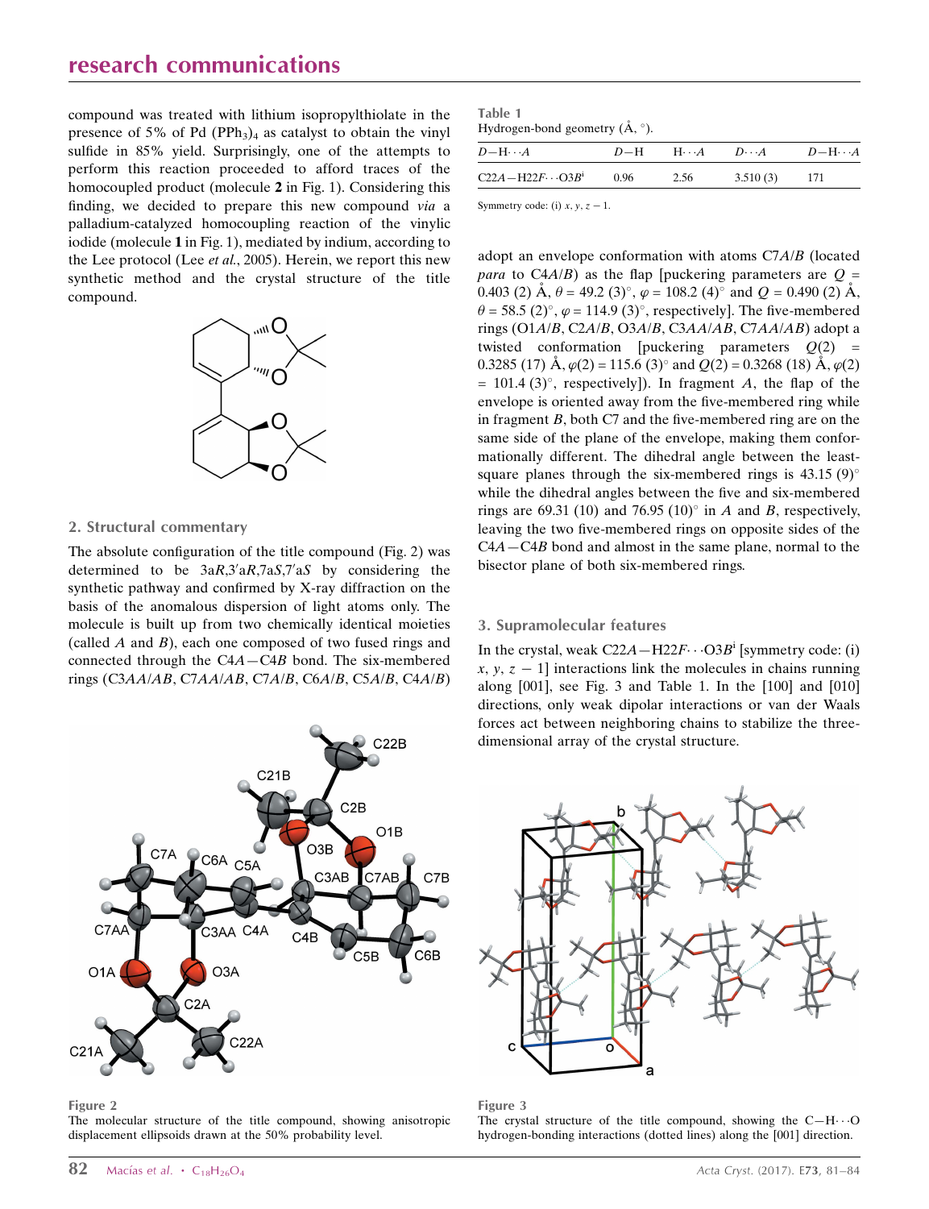compound was treated with lithium isopropylthiolate in the presence of 5% of Pd $(PPh_3)_4$ as catalyst to obtain the vinyl sulfide in 85% yield. Surprisingly, one of the attempts to perform this reaction proceeded to afford traces of the homocoupled product (molecule **2** in Fig. 1). Considering this finding, we decided to prepare this new compound *via* a palladium-catalyzed homocoupling reaction of the vinylic iodide (molecule **1** in Fig. 1), mediated by indium, according to the Lee protocol (Lee *et al.*, 2005). Herein, we report this new synthetic method and the crystal structure of the title compound.

## 2. Structural commentary

The absolute configuration of the title compound (Fig. 2) was determined to be 3a*R*,3′a*R*,7a*S*,7′a*S* by considering the synthetic pathway and confirmed by X-ray diffraction on the basis of the anomalous dispersion of light atoms only. The molecule is built up from two chemically identical moieties (called *A* and *B*), each one composed of two fused rings and connected through the C4*A*—C4*B* bond. The six-membered rings (C3*AA*/*AB*, C7*AA*/*AB*, C7*A*/*B*, C6*A*/*B*, C5*A*/*B*, C4*A*/*B*) adopt an envelope conformation with atoms C7*A*/*B* (located *para* to C4*A*/*B*) as the flap [puckering parameters are $Q$ = 0.403 (2) Å, $\theta$ = 49.2 (3)°, $\varphi$ = 108.2 (4)° and $Q$ = 0.490 (2) Å, $\theta$ = 58.5 (2)°, $\varphi$ = 114.9 (3)°, respectively]. The five-membered rings (O1*A*/*B*, C2*A*/*B*, O3*A*/*B*, C3*AA*/*AB*, C7*AA*/*AB*) adopt a twisted conformation [puckering parameters $Q(2)$ = 0.3285 (17) Å, $\varphi(2)$ = 115.6 (3)° and $Q(2)$ = 0.3268 (18) Å, $\varphi(2)$ = 101.4 (3)°, respectively]). In fragment *A*, the flap of the envelope is oriented away from the five-membered ring while in fragment *B*, both C7 and the five-membered ring are on the same side of the plane of the envelope, making them conformationally different. The dihedral angle between the least-square planes through the six-membered rings is 43.15 (9)° while the dihedral angles between the five and six-membered rings are 69.31 (10) and 76.95 (10)° in *A* and *B*, respectively, leaving the two five-membered rings on opposite sides of the C4*A*—C4*B* bond and almost in the same plane, normal to the bisector plane of both six-membered rings.

Figure 2
The molecular structure of the title compound, showing anisotropic displacement ellipsoids drawn at the 50% probability level.

**Table 1**
Hydrogen-bond geometry (Å, °).

| *D*—H⋯*A* | *D*—H | H⋯*A* | *D*⋯*A* | *D*—H⋯*A* |
|---|---|---|---|---|
| C22*A*—H22*F*⋯O3*B*[i] | 0.96 | 2.56 | 3.510 (3) | 171 |

Symmetry code: (i) $x, y, z - 1$.

## 3. Supramolecular features

In the crystal, weak C22*A*—H22*F*⋯O3*B*[i] [symmetry code: (i) $x, y, z - 1$] interactions link the molecules in chains running along [001], see Fig. 3 and Table 1. In the [100] and [010] directions, only weak dipolar interactions or van der Waals forces act between neighboring chains to stabilize the three-dimensional array of the crystal structure.

Figure 3
The crystal structure of the title compound, showing the C—H⋯O hydrogen-bonding interactions (dotted lines) along the [001] direction.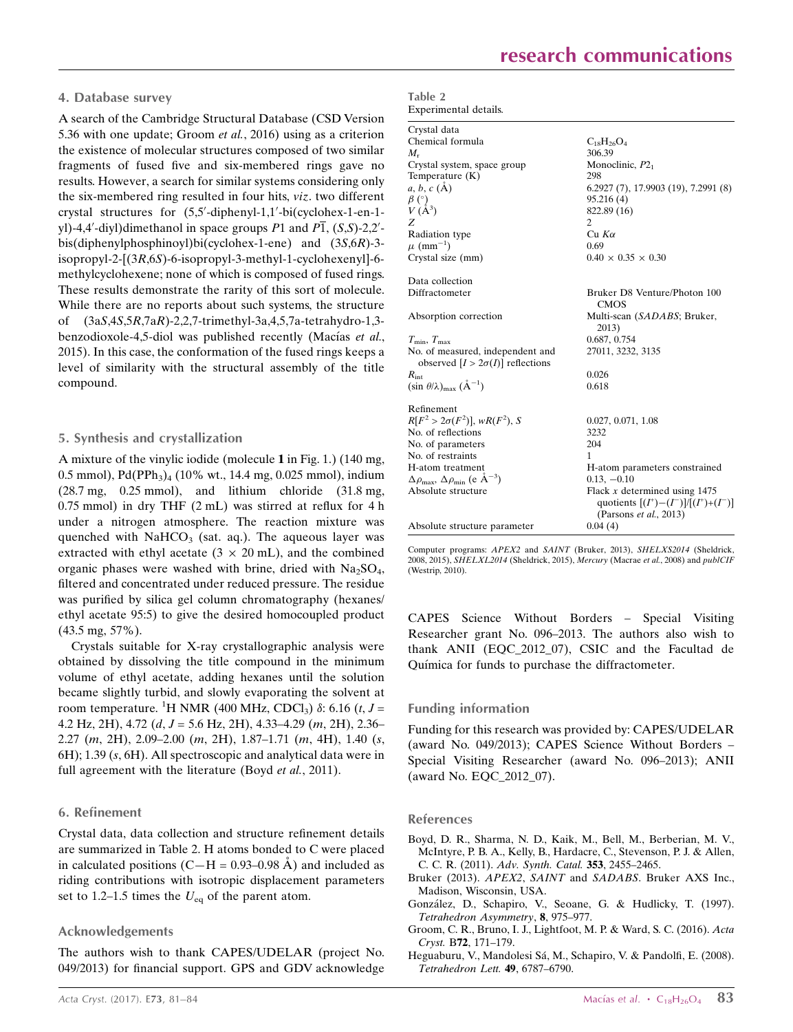## 4. Database survey

A search of the Cambridge Structural Database (CSD Version 5.36 with one update; Groom *et al.*, 2016) using as a criterion the existence of molecular structures composed of two similar fragments of fused five and six-membered rings gave no results. However, a search for similar systems considering only the six-membered ring resulted in four hits, *viz*. two different crystal structures for (5,5′-diphenyl-1,1′-bi(cyclohex-1-en-1-yl)-4,4′-diyl)dimethanol in space groups $P1$ and $P\overline{1}$, (*S*,*S*)-2,2′-bis(diphenylphosphinoyl)bi(cyclohex-1-ene) and (3*S*,6*R*)-3-isopropyl-2-[(3*R*,6*S*)-6-isopropyl-3-methyl-1-cyclohexenyl]-6-methylcyclohexene; none of which is composed of fused rings. These results demonstrate the rarity of this sort of molecule. While there are no reports about such systems, the structure of (3a*S*,4*S*,5*R*,7a*R*)-2,2,7-trimethyl-3a,4,5,7a-tetrahydro-1,3-benzodioxole-4,5-diol was published recently (Macías *et al.*, 2015). In this case, the conformation of the fused rings keeps a level of similarity with the structural assembly of the title compound.

## 5. Synthesis and crystallization

A mixture of the vinylic iodide (molecule **1** in Fig. 1.) (140 mg, 0.5 mmol), $Pd(PPh_3)_4$ (10% wt., 14.4 mg, 0.025 mmol), indium (28.7 mg, 0.25 mmol), and lithium chloride (31.8 mg, 0.75 mmol) in dry THF (2 mL) was stirred at reflux for 4 h under a nitrogen atmosphere. The reaction mixture was quenched with $NaHCO_3$ (sat. aq.). The aqueous layer was extracted with ethyl acetate (3 × 20 mL), and the combined organic phases were washed with brine, dried with $Na_2SO_4$, filtered and concentrated under reduced pressure. The residue was purified by silica gel column chromatography (hexanes/ethyl acetate 95:5) to give the desired homocoupled product (43.5 mg, 57%).

Crystals suitable for X-ray crystallographic analysis were obtained by dissolving the title compound in the minimum volume of ethyl acetate, adding hexanes until the solution became slightly turbid, and slowly evaporating the solvent at room temperature. $^1$H NMR (400 MHz, $CDCl_3$) δ: 6.16 (*t*, *J* = 4.2 Hz, 2H), 4.72 (*d*, *J* = 5.6 Hz, 2H), 4.33–4.29 (*m*, 2H), 2.36–2.27 (*m*, 2H), 2.09–2.00 (*m*, 2H), 1.87–1.71 (*m*, 4H), 1.40 (*s*, 6H); 1.39 (*s*, 6H). All spectroscopic and analytical data were in full agreement with the literature (Boyd *et al.*, 2011).

## 6. Refinement

Crystal data, data collection and structure refinement details are summarized in Table 2. H atoms bonded to C were placed in calculated positions (C—H = 0.93–0.98 Å) and included as riding contributions with isotropic displacement parameters set to 1.2–1.5 times the $U_{eq}$ of the parent atom.

### Acknowledgements

The authors wish to thank CAPES/UDELAR (project No. 049/2013) for financial support. GPS and GDV acknowledge CAPES Science Without Borders – Special Visiting Researcher grant No. 096–2013. The authors also wish to thank ANII (EQC_2012_07), CSIC and the Facultad de Química for funds to purchase the diffractometer.

**Table 2**
Experimental details.

| | |
|---|---|
| **Crystal data** | |
| Chemical formula | $C_{18}H_{26}O_4$ |
| $M_r$ | 306.39 |
| Crystal system, space group | Monoclinic, $P2_1$ |
| Temperature (K) | 298 |
| *a*, *b*, *c* (Å) | 6.2927 (7), 17.9903 (19), 7.2991 (8) |
| β (°) | 95.216 (4) |
| *V* (Å$^3$) | 822.89 (16) |
| *Z* | 2 |
| Radiation type | Cu *K*α |
| μ (mm$^{-1}$) | 0.69 |
| Crystal size (mm) | 0.40 × 0.35 × 0.30 |
| **Data collection** | |
| Diffractometer | Bruker D8 Venture/Photon 100 CMOS |
| Absorption correction | Multi-scan (*SADABS*; Bruker, 2013) |
| $T_{min}$, $T_{max}$ | 0.687, 0.754 |
| No. of measured, independent and observed [$I > 2\sigma(I)$] reflections | 27011, 3232, 3135 |
| $R_{int}$ | 0.026 |
| $(\sin \theta/\lambda)_{max}$ (Å$^{-1}$) | 0.618 |
| **Refinement** | |
| $R[F^2 > 2\sigma(F^2)]$, $wR(F^2)$, *S* | 0.027, 0.071, 1.08 |
| No. of reflections | 3232 |
| No. of parameters | 204 |
| No. of restraints | 1 |
| H-atom treatment | H-atom parameters constrained |
| $\Delta\rho_{max}$, $\Delta\rho_{min}$ (e Å$^{-3}$) | 0.13, −0.10 |
| Absolute structure | Flack *x* determined using 1475 quotients $[(I^+)-(I^-)]/[(I^+)+(I^-)]$ (Parsons *et al.*, 2013) |
| Absolute structure parameter | 0.04 (4) |

Computer programs: *APEX2* and *SAINT* (Bruker, 2013), *SHELXS2014* (Sheldrick, 2008, 2015), *SHELXL2014* (Sheldrick, 2015), *Mercury* (Macrae *et al.*, 2008) and *publCIF* (Westrip, 2010).

### Funding information

Funding for this research was provided by: CAPES/UDELAR (award No. 049/2013); CAPES Science Without Borders – Special Visiting Researcher (award No. 096–2013); ANII (award No. EQC_2012_07).

### References

Boyd, D. R., Sharma, N. D., Kaik, M., Bell, M., Berberian, M. V., McIntyre, P. B. A., Kelly, B., Hardacre, C., Stevenson, P. J. & Allen, C. C. R. (2011). *Adv. Synth. Catal.* **353**, 2455–2465.

Bruker (2013). *APEX2*, *SAINT* and *SADABS*. Bruker AXS Inc., Madison, Wisconsin, USA.

González, D., Schapiro, V., Seoane, G. & Hudlicky, T. (1997). *Tetrahedron Asymmetry*, **8**, 975–977.

Groom, C. R., Bruno, I. J., Lightfoot, M. P. & Ward, S. C. (2016). *Acta Cryst.* B**72**, 171–179.

Heguaburu, V., Mandolesi Sá, M., Schapiro, V. & Pandolfi, E. (2008). *Tetrahedron Lett.* **49**, 6787–6790.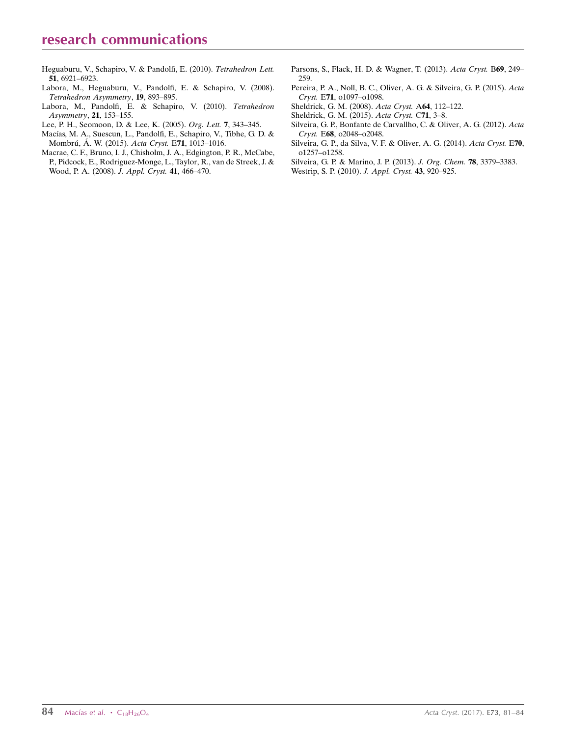Heguaburu, V., Schapiro, V. & Pandolfi, E. (2010). *Tetrahedron Lett.* **51**, 6921–6923.

Labora, M., Heguaburu, V., Pandolfi, E. & Schapiro, V. (2008). *Tetrahedron Asymmetry*, **19**, 893–895.

Labora, M., Pandolfi, E. & Schapiro, V. (2010). *Tetrahedron Asymmetry*, **21**, 153–155.

Lee, P. H., Seomoon, D. & Lee, K. (2005). *Org. Lett.* **7**, 343–345.

Macías, M. A., Suescun, L., Pandolfi, E., Schapiro, V., Tibhe, G. D. & Mombrú, Á. W. (2015). *Acta Cryst.* E**71**, 1013–1016.

Macrae, C. F., Bruno, I. J., Chisholm, J. A., Edgington, P. R., McCabe, P., Pidcock, E., Rodriguez-Monge, L., Taylor, R., van de Streek, J. & Wood, P. A. (2008). *J. Appl. Cryst.* **41**, 466–470.

Parsons, S., Flack, H. D. & Wagner, T. (2013). *Acta Cryst.* B**69**, 249–259.

Pereira, P. A., Noll, B. C., Oliver, A. G. & Silveira, G. P. (2015). *Acta Cryst.* E**71**, o1097–o1098.

Sheldrick, G. M. (2008). *Acta Cryst.* A**64**, 112–122.

Sheldrick, G. M. (2015). *Acta Cryst.* C**71**, 3–8.

Silveira, G. P., Bonfante de Carvallho, C. & Oliver, A. G. (2012). *Acta Cryst.* E**68**, o2048–o2048.

Silveira, G. P., da Silva, V. F. & Oliver, A. G. (2014). *Acta Cryst.* E**70**, o1257–o1258.

Silveira, G. P. & Marino, J. P. (2013). *J. Org. Chem.* **78**, 3379–3383.

Westrip, S. P. (2010). *J. Appl. Cryst.* **43**, 920–925.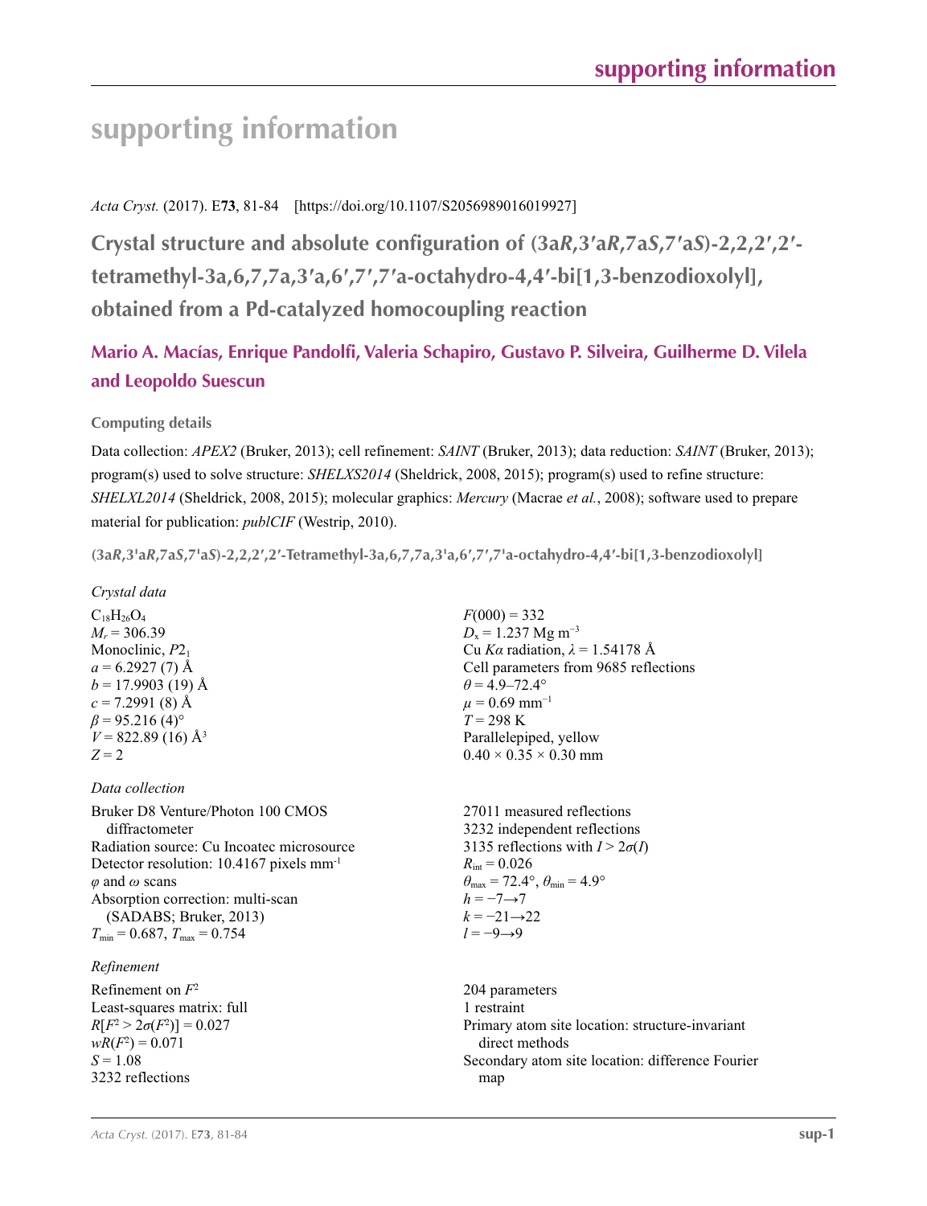# supporting information

*Acta Cryst.* (2017). E**73**, 81-84 [https://doi.org/10.1107/S2056989016019927]

## Crystal structure and absolute configuration of (3a*R*,3′a*R*,7a*S*,7′a*S*)-2,2,2′,2′-tetramethyl-3a,6,7,7a,3′a,6′,7′,7′a-octahydro-4,4′-bi[1,3-benzodioxolyl], obtained from a Pd-catalyzed homocoupling reaction

**Mario A. Macías, Enrique Pandolfi, Valeria Schapiro, Gustavo P. Silveira, Guilherme D. Vilela and Leopoldo Suescun**

### Computing details

Data collection: *APEX2* (Bruker, 2013); cell refinement: *SAINT* (Bruker, 2013); data reduction: *SAINT* (Bruker, 2013); program(s) used to solve structure: *SHELXS2014* (Sheldrick, 2008, 2015); program(s) used to refine structure: *SHELXL2014* (Sheldrick, 2008, 2015); molecular graphics: *Mercury* (Macrae *et al.*, 2008); software used to prepare material for publication: *publCIF* (Westrip, 2010).

**(3a*R*,3′a*R*,7a*S*,7′a*S*)-2,2,2′,2′-Tetramethyl-3a,6,7,7a,3′a,6′,7′,7′a-octahydro-4,4′-bi[1,3-benzodioxolyl]**

*Crystal data*

$C_{18}H_{26}O_4$
$M_r$ = 306.39
Monoclinic, $P2_1$
$a$ = 6.2927 (7) Å
$b$ = 17.9903 (19) Å
$c$ = 7.2991 (8) Å
$\beta$ = 95.216 (4)°
$V$ = 822.89 (16) Å$^3$
$Z$ = 2
$F(000)$ = 332
$D_x$ = 1.237 Mg m$^{-3}$
Cu $K\alpha$ radiation, $\lambda$ = 1.54178 Å
Cell parameters from 9685 reflections
$\theta$ = 4.9–72.4°
$\mu$ = 0.69 mm$^{-1}$
$T$ = 298 K
Parallelepiped, yellow
0.40 × 0.35 × 0.30 mm

*Data collection*

Bruker D8 Venture/Photon 100 CMOS diffractometer
Radiation source: Cu Incoatec microsource
Detector resolution: 10.4167 pixels mm$^{-1}$
$\varphi$ and $\omega$ scans
Absorption correction: multi-scan (SADABS; Bruker, 2013)
$T_{min}$ = 0.687, $T_{max}$ = 0.754
27011 measured reflections
3232 independent reflections
3135 reflections with $I > 2\sigma(I)$
$R_{int}$ = 0.026
$\theta_{max}$ = 72.4°, $\theta_{min}$ = 4.9°
$h$ = −7→7
$k$ = −21→22
$l$ = −9→9

*Refinement*

Refinement on $F^2$
Least-squares matrix: full
$R[F^2 > 2\sigma(F^2)]$ = 0.027
$wR(F^2)$ = 0.071
$S$ = 1.08
3232 reflections
204 parameters
1 restraint
Primary atom site location: structure-invariant direct methods
Secondary atom site location: difference Fourier map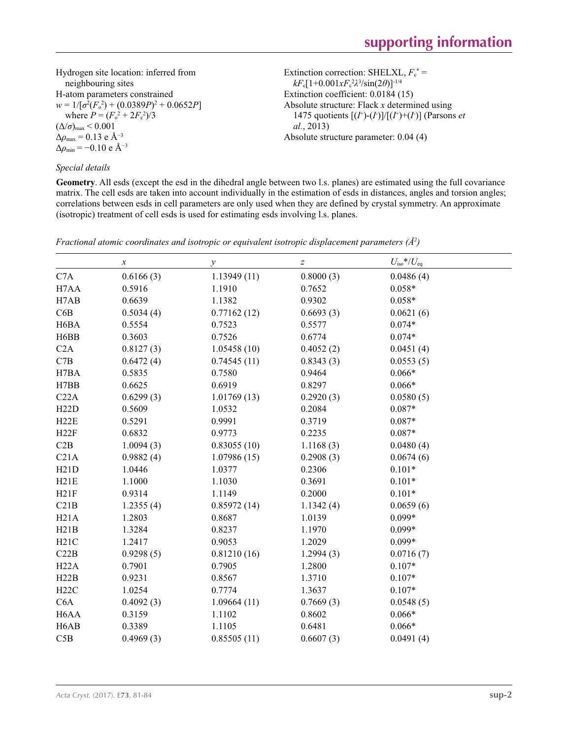Hydrogen site location: inferred from neighbouring sites
H-atom parameters constrained
$w = 1/[\sigma^2(F_o^2) + (0.0389P)^2 + 0.0652P]$ where $P = (F_o^2 + 2F_c^2)/3$
$(\Delta/\sigma)_{max} < 0.001$
$\Delta\rho_{max} = 0.13$ e Å$^{-3}$
$\Delta\rho_{min} = -0.10$ e Å$^{-3}$

Extinction correction: SHELXL, $F_c^* = kF_c[1+0.001xF_c^2\lambda^3/\sin(2\theta)]^{-1/4}$
Extinction coefficient: 0.0184 (15)
Absolute structure: Flack *x* determined using 1475 quotients $[(I^+)-(I^-)]/[(I^+)+(I^-)]$ (Parsons *et al.*, 2013)
Absolute structure parameter: 0.04 (4)

*Special details*

**Geometry**. All esds (except the esd in the dihedral angle between two l.s. planes) are estimated using the full covariance matrix. The cell esds are taken into account individually in the estimation of esds in distances, angles and torsion angles; correlations between esds in cell parameters are only used when they are defined by crystal symmetry. An approximate (isotropic) treatment of cell esds is used for estimating esds involving l.s. planes.

*Fractional atomic coordinates and isotropic or equivalent isotropic displacement parameters (Å$^2$)*

| | $x$ | $y$ | $z$ | $U_{iso}$*/$U_{eq}$ |
|---|---|---|---|---|
| C7A | 0.6166 (3) | 1.13949 (11) | 0.8000 (3) | 0.0486 (4) |
| H7AA | 0.5916 | 1.1910 | 0.7652 | 0.058* |
| H7AB | 0.6639 | 1.1382 | 0.9302 | 0.058* |
| C6B | 0.5034 (4) | 0.77162 (12) | 0.6693 (3) | 0.0621 (6) |
| H6BA | 0.5554 | 0.7523 | 0.5577 | 0.074* |
| H6BB | 0.3603 | 0.7526 | 0.6774 | 0.074* |
| C2A | 0.8127 (3) | 1.05458 (10) | 0.4052 (2) | 0.0451 (4) |
| C7B | 0.6472 (4) | 0.74545 (11) | 0.8343 (3) | 0.0553 (5) |
| H7BA | 0.5835 | 0.7580 | 0.9464 | 0.066* |
| H7BB | 0.6625 | 0.6919 | 0.8297 | 0.066* |
| C22A | 0.6299 (3) | 1.01769 (13) | 0.2920 (3) | 0.0580 (5) |
| H22D | 0.5609 | 1.0532 | 0.2084 | 0.087* |
| H22E | 0.5291 | 0.9991 | 0.3719 | 0.087* |
| H22F | 0.6832 | 0.9773 | 0.2235 | 0.087* |
| C2B | 1.0094 (3) | 0.83055 (10) | 1.1168 (3) | 0.0480 (4) |
| C21A | 0.9882 (4) | 1.07986 (15) | 0.2908 (3) | 0.0674 (6) |
| H21D | 1.0446 | 1.0377 | 0.2306 | 0.101* |
| H21E | 1.1000 | 1.1030 | 0.3691 | 0.101* |
| H21F | 0.9314 | 1.1149 | 0.2000 | 0.101* |
| C21B | 1.2355 (4) | 0.85972 (14) | 1.1342 (4) | 0.0659 (6) |
| H21A | 1.2803 | 0.8687 | 1.0139 | 0.099* |
| H21B | 1.3284 | 0.8237 | 1.1970 | 0.099* |
| H21C | 1.2417 | 0.9053 | 1.2029 | 0.099* |
| C22B | 0.9298 (5) | 0.81210 (16) | 1.2994 (3) | 0.0716 (7) |
| H22A | 0.7901 | 0.7905 | 1.2800 | 0.107* |
| H22B | 0.9231 | 0.8567 | 1.3710 | 0.107* |
| H22C | 1.0254 | 0.7774 | 1.3637 | 0.107* |
| C6A | 0.4092 (3) | 1.09664 (11) | 0.7669 (3) | 0.0548 (5) |
| H6AA | 0.3159 | 1.1102 | 0.8602 | 0.066* |
| H6AB | 0.3389 | 1.1105 | 0.6481 | 0.066* |
| C5B | 0.4969 (3) | 0.85505 (11) | 0.6607 (3) | 0.0491 (4) |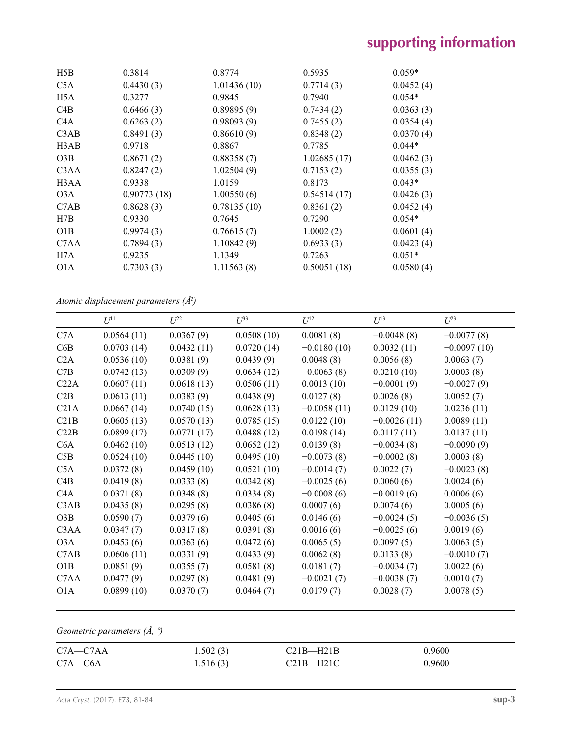| | | | | |
|---|---|---|---|---|
| H5B | 0.3814 | 0.8774 | 0.5935 | 0.059* |
| C5A | 0.4430 (3) | 1.01436 (10) | 0.7714 (3) | 0.0452 (4) |
| H5A | 0.3277 | 0.9845 | 0.7940 | 0.054* |
| C4B | 0.6466 (3) | 0.89895 (9) | 0.7434 (2) | 0.0363 (3) |
| C4A | 0.6263 (2) | 0.98093 (9) | 0.7455 (2) | 0.0354 (4) |
| C3AB | 0.8491 (3) | 0.86610 (9) | 0.8348 (2) | 0.0370 (4) |
| H3AB | 0.9718 | 0.8867 | 0.7785 | 0.044* |
| O3B | 0.8671 (2) | 0.88358 (7) | 1.02685 (17) | 0.0462 (3) |
| C3AA | 0.8247 (2) | 1.02504 (9) | 0.7153 (2) | 0.0355 (3) |
| H3AA | 0.9338 | 1.0159 | 0.8173 | 0.043* |
| O3A | 0.90773 (18) | 1.00550 (6) | 0.54514 (17) | 0.0426 (3) |
| C7AB | 0.8628 (3) | 0.78135 (10) | 0.8361 (2) | 0.0452 (4) |
| H7B | 0.9330 | 0.7645 | 0.7290 | 0.054* |
| O1B | 0.9974 (3) | 0.76615 (7) | 1.0002 (2) | 0.0601 (4) |
| C7AA | 0.7894 (3) | 1.10842 (9) | 0.6933 (3) | 0.0423 (4) |
| H7A | 0.9235 | 1.1349 | 0.7263 | 0.051* |
| O1A | 0.7303 (3) | 1.11563 (8) | 0.50051 (18) | 0.0580 (4) |

*Atomic displacement parameters (Å²)*

| | $U^{11}$ | $U^{22}$ | $U^{33}$ | $U^{12}$ | $U^{13}$ | $U^{23}$ |
|---|---|---|---|---|---|---|
| C7A | 0.0564 (11) | 0.0367 (9) | 0.0508 (10) | 0.0081 (8) | −0.0048 (8) | −0.0077 (8) |
| C6B | 0.0703 (14) | 0.0432 (11) | 0.0720 (14) | −0.0180 (10) | 0.0032 (11) | −0.0097 (10) |
| C2A | 0.0536 (10) | 0.0381 (9) | 0.0439 (9) | 0.0048 (8) | 0.0056 (8) | 0.0063 (7) |
| C7B | 0.0742 (13) | 0.0309 (9) | 0.0634 (12) | −0.0063 (8) | 0.0210 (10) | 0.0003 (8) |
| C22A | 0.0607 (11) | 0.0618 (13) | 0.0506 (11) | 0.0013 (10) | −0.0001 (9) | −0.0027 (9) |
| C2B | 0.0613 (11) | 0.0383 (9) | 0.0438 (9) | 0.0127 (8) | 0.0026 (8) | 0.0052 (7) |
| C21A | 0.0667 (14) | 0.0740 (15) | 0.0628 (13) | −0.0058 (11) | 0.0129 (10) | 0.0236 (11) |
| C21B | 0.0605 (13) | 0.0570 (13) | 0.0785 (15) | 0.0122 (10) | −0.0026 (11) | 0.0089 (11) |
| C22B | 0.0899 (17) | 0.0771 (17) | 0.0488 (12) | 0.0198 (14) | 0.0117 (11) | 0.0137 (11) |
| C6A | 0.0462 (10) | 0.0513 (12) | 0.0652 (12) | 0.0139 (8) | −0.0034 (8) | −0.0090 (9) |
| C5B | 0.0524 (10) | 0.0445 (10) | 0.0495 (10) | −0.0073 (8) | −0.0002 (8) | 0.0003 (8) |
| C5A | 0.0372 (8) | 0.0459 (10) | 0.0521 (10) | −0.0014 (7) | 0.0022 (7) | −0.0023 (8) |
| C4B | 0.0419 (8) | 0.0333 (8) | 0.0342 (8) | −0.0025 (6) | 0.0060 (6) | 0.0024 (6) |
| C4A | 0.0371 (8) | 0.0348 (8) | 0.0334 (8) | −0.0008 (6) | −0.0019 (6) | 0.0006 (6) |
| C3AB | 0.0435 (8) | 0.0295 (8) | 0.0386 (8) | 0.0007 (6) | 0.0074 (6) | 0.0005 (6) |
| O3B | 0.0590 (7) | 0.0379 (6) | 0.0405 (6) | 0.0146 (6) | −0.0024 (5) | −0.0036 (5) |
| C3AA | 0.0347 (7) | 0.0317 (8) | 0.0391 (8) | 0.0016 (6) | −0.0025 (6) | 0.0019 (6) |
| O3A | 0.0453 (6) | 0.0363 (6) | 0.0472 (6) | 0.0065 (5) | 0.0097 (5) | 0.0063 (5) |
| C7AB | 0.0606 (11) | 0.0331 (9) | 0.0433 (9) | 0.0062 (8) | 0.0133 (8) | −0.0010 (7) |
| O1B | 0.0851 (9) | 0.0355 (7) | 0.0581 (8) | 0.0181 (7) | −0.0034 (7) | 0.0022 (6) |
| C7AA | 0.0477 (9) | 0.0297 (8) | 0.0481 (9) | −0.0021 (7) | −0.0038 (7) | 0.0010 (7) |
| O1A | 0.0899 (10) | 0.0370 (7) | 0.0464 (7) | 0.0179 (7) | 0.0028 (7) | 0.0078 (5) |

*Geometric parameters (Å, º)*

| | | | |
|---|---|---|---|
| C7A—C7AA | 1.502 (3) | C21B—H21B | 0.9600 |
| C7A—C6A | 1.516 (3) | C21B—H21C | 0.9600 |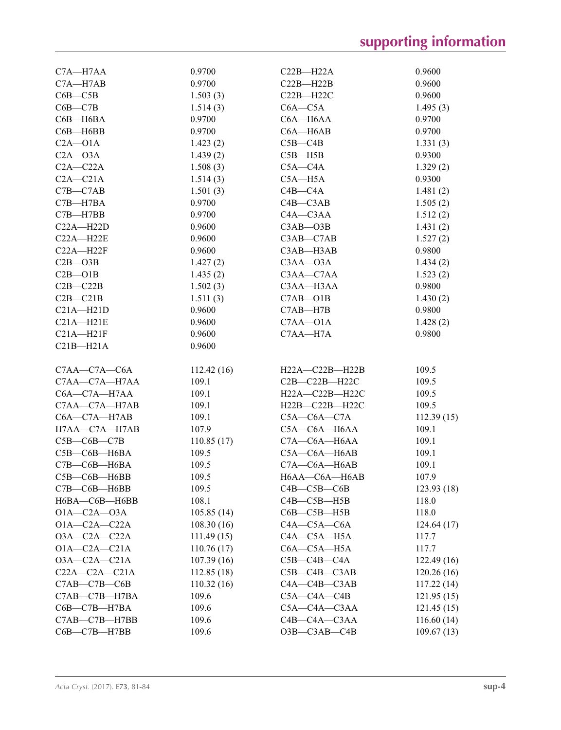| | | | |
|---|---|---|---|
| C7A—H7AA | 0.9700 | C22B—H22A | 0.9600 |
| C7A—H7AB | 0.9700 | C22B—H22B | 0.9600 |
| C6B—C5B | 1.503 (3) | C22B—H22C | 0.9600 |
| C6B—C7B | 1.514 (3) | C6A—C5A | 1.495 (3) |
| C6B—H6BA | 0.9700 | C6A—H6AA | 0.9700 |
| C6B—H6BB | 0.9700 | C6A—H6AB | 0.9700 |
| C2A—O1A | 1.423 (2) | C5B—C4B | 1.331 (3) |
| C2A—O3A | 1.439 (2) | C5B—H5B | 0.9300 |
| C2A—C22A | 1.508 (3) | C5A—C4A | 1.329 (2) |
| C2A—C21A | 1.514 (3) | C5A—H5A | 0.9300 |
| C7B—C7AB | 1.501 (3) | C4B—C4A | 1.481 (2) |
| C7B—H7BA | 0.9700 | C4B—C3AB | 1.505 (2) |
| C7B—H7BB | 0.9700 | C4A—C3AA | 1.512 (2) |
| C22A—H22D | 0.9600 | C3AB—O3B | 1.431 (2) |
| C22A—H22E | 0.9600 | C3AB—C7AB | 1.527 (2) |
| C22A—H22F | 0.9600 | C3AB—H3AB | 0.9800 |
| C2B—O3B | 1.427 (2) | C3AA—O3A | 1.434 (2) |
| C2B—O1B | 1.435 (2) | C3AA—C7AA | 1.523 (2) |
| C2B—C22B | 1.502 (3) | C3AA—H3AA | 0.9800 |
| C2B—C21B | 1.511 (3) | C7AB—O1B | 1.430 (2) |
| C21A—H21D | 0.9600 | C7AB—H7B | 0.9800 |
| C21A—H21E | 0.9600 | C7AA—O1A | 1.428 (2) |
| C21A—H21F | 0.9600 | C7AA—H7A | 0.9800 |
| C21B—H21A | 0.9600 | | |
| | | | |
| C7AA—C7A—C6A | 112.42 (16) | H22A—C22B—H22B | 109.5 |
| C7AA—C7A—H7AA | 109.1 | C2B—C22B—H22C | 109.5 |
| C6A—C7A—H7AA | 109.1 | H22A—C22B—H22C | 109.5 |
| C7AA—C7A—H7AB | 109.1 | H22B—C22B—H22C | 109.5 |
| C6A—C7A—H7AB | 109.1 | C5A—C6A—C7A | 112.39 (15) |
| H7AA—C7A—H7AB | 107.9 | C5A—C6A—H6AA | 109.1 |
| C5B—C6B—C7B | 110.85 (17) | C7A—C6A—H6AA | 109.1 |
| C5B—C6B—H6BA | 109.5 | C5A—C6A—H6AB | 109.1 |
| C7B—C6B—H6BA | 109.5 | C7A—C6A—H6AB | 109.1 |
| C5B—C6B—H6BB | 109.5 | H6AA—C6A—H6AB | 107.9 |
| C7B—C6B—H6BB | 109.5 | C4B—C5B—C6B | 123.93 (18) |
| H6BA—C6B—H6BB | 108.1 | C4B—C5B—H5B | 118.0 |
| O1A—C2A—O3A | 105.85 (14) | C6B—C5B—H5B | 118.0 |
| O1A—C2A—C22A | 108.30 (16) | C4A—C5A—C6A | 124.64 (17) |
| O3A—C2A—C22A | 111.49 (15) | C4A—C5A—H5A | 117.7 |
| O1A—C2A—C21A | 110.76 (17) | C6A—C5A—H5A | 117.7 |
| O3A—C2A—C21A | 107.39 (16) | C5B—C4B—C4A | 122.49 (16) |
| C22A—C2A—C21A | 112.85 (18) | C5B—C4B—C3AB | 120.26 (16) |
| C7AB—C7B—C6B | 110.32 (16) | C4A—C4B—C3AB | 117.22 (14) |
| C7AB—C7B—H7BA | 109.6 | C5A—C4A—C4B | 121.95 (15) |
| C6B—C7B—H7BA | 109.6 | C5A—C4A—C3AA | 121.45 (15) |
| C7AB—C7B—H7BB | 109.6 | C4B—C4A—C3AA | 116.60 (14) |
| C6B—C7B—H7BB | 109.6 | O3B—C3AB—C4B | 109.67 (13) |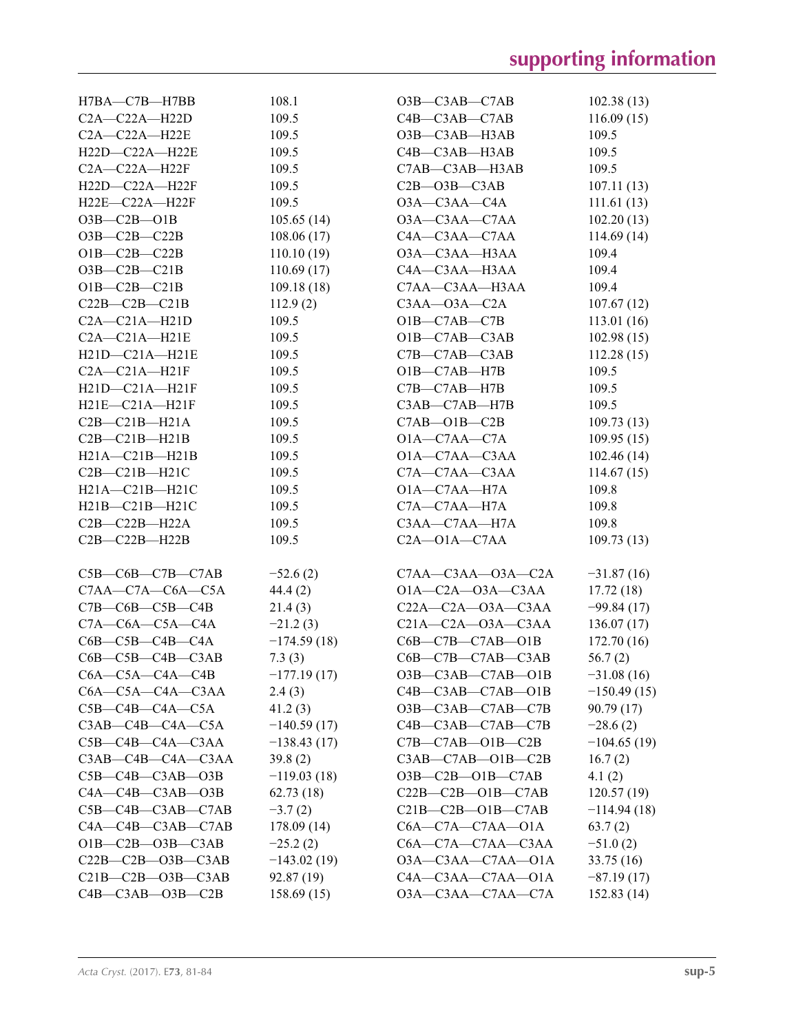| | | | |
|---|---|---|---|
| H7BA—C7B—H7BB | 108.1 | O3B—C3AB—C7AB | 102.38 (13) |
| C2A—C22A—H22D | 109.5 | C4B—C3AB—C7AB | 116.09 (15) |
| C2A—C22A—H22E | 109.5 | O3B—C3AB—H3AB | 109.5 |
| H22D—C22A—H22E | 109.5 | C4B—C3AB—H3AB | 109.5 |
| C2A—C22A—H22F | 109.5 | C7AB—C3AB—H3AB | 109.5 |
| H22D—C22A—H22F | 109.5 | C2B—O3B—C3AB | 107.11 (13) |
| H22E—C22A—H22F | 109.5 | O3A—C3AA—C4A | 111.61 (13) |
| O3B—C2B—O1B | 105.65 (14) | O3A—C3AA—C7AA | 102.20 (13) |
| O3B—C2B—C22B | 108.06 (17) | C4A—C3AA—C7AA | 114.69 (14) |
| O1B—C2B—C22B | 110.10 (19) | O3A—C3AA—H3AA | 109.4 |
| O3B—C2B—C21B | 110.69 (17) | C4A—C3AA—H3AA | 109.4 |
| O1B—C2B—C21B | 109.18 (18) | C7AA—C3AA—H3AA | 109.4 |
| C22B—C2B—C21B | 112.9 (2) | C3AA—O3A—C2A | 107.67 (12) |
| C2A—C21A—H21D | 109.5 | O1B—C7AB—C7B | 113.01 (16) |
| C2A—C21A—H21E | 109.5 | O1B—C7AB—C3AB | 102.98 (15) |
| H21D—C21A—H21E | 109.5 | C7B—C7AB—C3AB | 112.28 (15) |
| C2A—C21A—H21F | 109.5 | O1B—C7AB—H7B | 109.5 |
| H21D—C21A—H21F | 109.5 | C7B—C7AB—H7B | 109.5 |
| H21E—C21A—H21F | 109.5 | C3AB—C7AB—H7B | 109.5 |
| C2B—C21B—H21A | 109.5 | C7AB—O1B—C2B | 109.73 (13) |
| C2B—C21B—H21B | 109.5 | O1A—C7AA—C7A | 109.95 (15) |
| H21A—C21B—H21B | 109.5 | O1A—C7AA—C3AA | 102.46 (14) |
| C2B—C21B—H21C | 109.5 | C7A—C7AA—C3AA | 114.67 (15) |
| H21A—C21B—H21C | 109.5 | O1A—C7AA—H7A | 109.8 |
| H21B—C21B—H21C | 109.5 | C7A—C7AA—H7A | 109.8 |
| C2B—C22B—H22A | 109.5 | C3AA—C7AA—H7A | 109.8 |
| C2B—C22B—H22B | 109.5 | C2A—O1A—C7AA | 109.73 (13) |

| | | | |
|---|---|---|---|
| C5B—C6B—C7B—C7AB | −52.6 (2) | C7AA—C3AA—O3A—C2A | −31.87 (16) |
| C7AA—C7A—C6A—C5A | 44.4 (2) | O1A—C2A—O3A—C3AA | 17.72 (18) |
| C7B—C6B—C5B—C4B | 21.4 (3) | C22A—C2A—O3A—C3AA | −99.84 (17) |
| C7A—C6A—C5A—C4A | −21.2 (3) | C21A—C2A—O3A—C3AA | 136.07 (17) |
| C6B—C5B—C4B—C4A | −174.59 (18) | C6B—C7B—C7AB—O1B | 172.70 (16) |
| C6B—C5B—C4B—C3AB | 7.3 (3) | C6B—C7B—C7AB—C3AB | 56.7 (2) |
| C6A—C5A—C4A—C4B | −177.19 (17) | O3B—C3AB—C7AB—O1B | −31.08 (16) |
| C6A—C5A—C4A—C3AA | 2.4 (3) | C4B—C3AB—C7AB—O1B | −150.49 (15) |
| C5B—C4B—C4A—C5A | 41.2 (3) | O3B—C3AB—C7AB—C7B | 90.79 (17) |
| C3AB—C4B—C4A—C5A | −140.59 (17) | C4B—C3AB—C7AB—C7B | −28.6 (2) |
| C5B—C4B—C4A—C3AA | −138.43 (17) | C7B—C7AB—O1B—C2B | −104.65 (19) |
| C3AB—C4B—C4A—C3AA | 39.8 (2) | C3AB—C7AB—O1B—C2B | 16.7 (2) |
| C5B—C4B—C3AB—O3B | −119.03 (18) | O3B—C2B—O1B—C7AB | 4.1 (2) |
| C4A—C4B—C3AB—O3B | 62.73 (18) | C22B—C2B—O1B—C7AB | 120.57 (19) |
| C5B—C4B—C3AB—C7AB | −3.7 (2) | C21B—C2B—O1B—C7AB | −114.94 (18) |
| C4A—C4B—C3AB—C7AB | 178.09 (14) | C6A—C7A—C7AA—O1A | 63.7 (2) |
| O1B—C2B—O3B—C3AB | −25.2 (2) | C6A—C7A—C7AA—C3AA | −51.0 (2) |
| C22B—C2B—O3B—C3AB | −143.02 (19) | O3A—C3AA—C7AA—O1A | 33.75 (16) |
| C21B—C2B—O3B—C3AB | 92.87 (19) | C4A—C3AA—C7AA—O1A | −87.19 (17) |
| C4B—C3AB—O3B—C2B | 158.69 (15) | O3A—C3AA—C7AA—C7A | 152.83 (14) |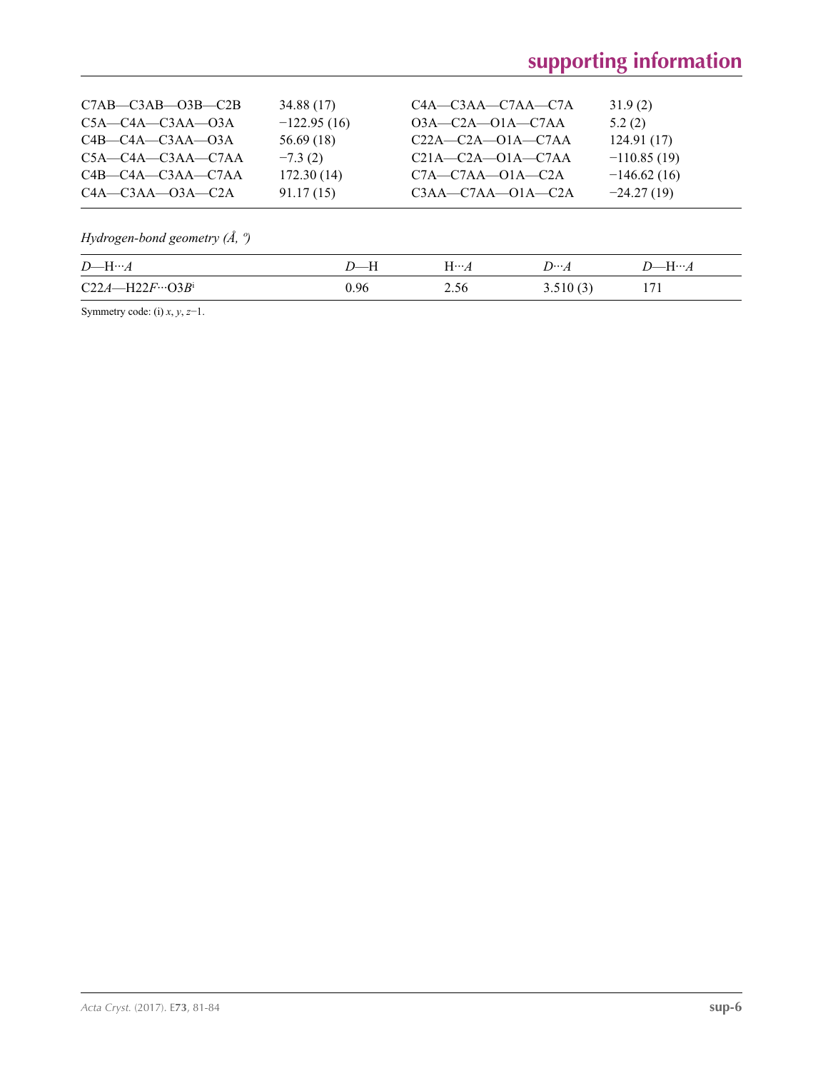| | | | |
|---|---|---|---|
| C7AB—C3AB—O3B—C2B | 34.88 (17) | C4A—C3AA—C7AA—C7A | 31.9 (2) |
| C5A—C4A—C3AA—O3A | −122.95 (16) | O3A—C2A—O1A—C7AA | 5.2 (2) |
| C4B—C4A—C3AA—O3A | 56.69 (18) | C22A—C2A—O1A—C7AA | 124.91 (17) |
| C5A—C4A—C3AA—C7AA | −7.3 (2) | C21A—C2A—O1A—C7AA | −110.85 (19) |
| C4B—C4A—C3AA—C7AA | 172.30 (14) | C7A—C7AA—O1A—C2A | −146.62 (16) |
| C4A—C3AA—O3A—C2A | 91.17 (15) | C3AA—C7AA—O1A—C2A | −24.27 (19) |

*Hydrogen-bond geometry (Å, º)*

| *D*—H···*A* | *D*—H | H···*A* | *D*···*A* | *D*—H···*A* |
|---|---|---|---|---|
| C22*A*—H22*F*···O3*B*[i] | 0.96 | 2.56 | 3.510 (3) | 171 |

Symmetry code: (i) *x*, *y*, *z*−1.